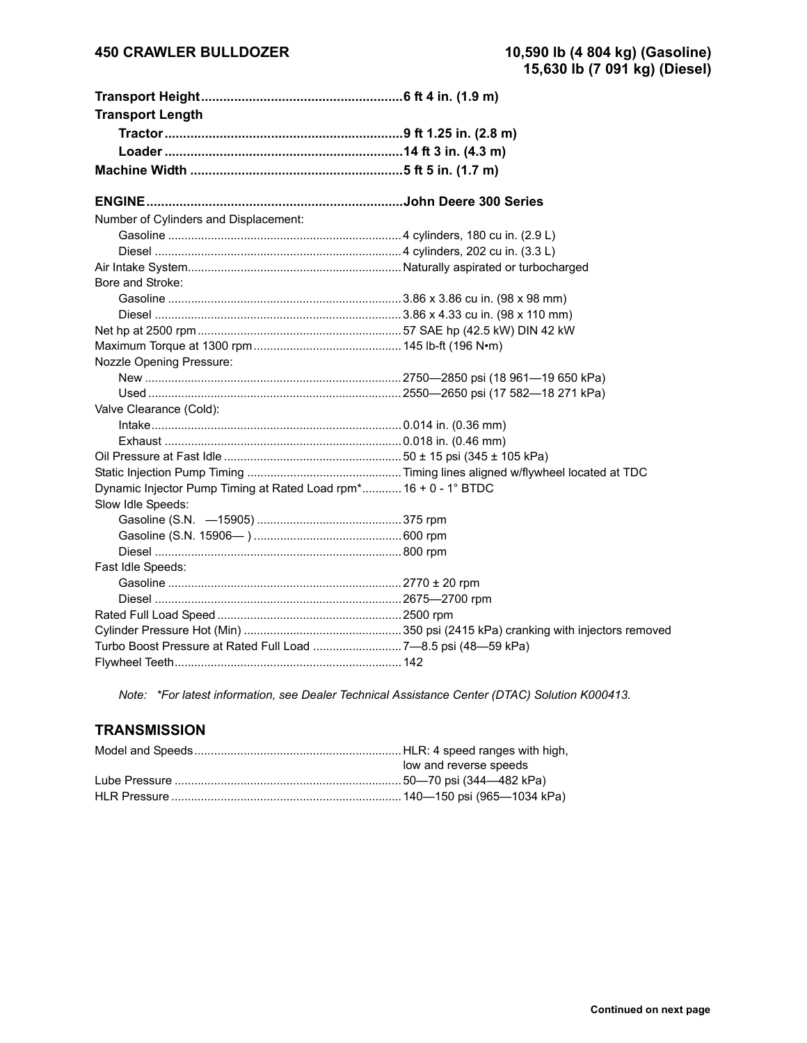**450 CRAWLER BULLDOZER** **10,590 lb (4 804 kg) (Gasoline)**
**15,630 lb (7 091 kg) (Diesel)**

| | |
|---|---|
| **Transport Height** | **6 ft 4 in. (1.9 m)** |
| **Transport Length** | |
| **Tractor** | **9 ft 1.25 in. (2.8 m)** |
| **Loader** | **14 ft 3 in. (4.3 m)** |
| **Machine Width** | **5 ft 5 in. (1.7 m)** |

| | |
|---|---|
| **ENGINE** | **John Deere 300 Series** |
| Number of Cylinders and Displacement: | |
| Gasoline | 4 cylinders, 180 cu in. (2.9 L) |
| Diesel | 4 cylinders, 202 cu in. (3.3 L) |
| Air Intake System | Naturally aspirated or turbocharged |
| Bore and Stroke: | |
| Gasoline | 3.86 x 3.86 cu in. (98 x 98 mm) |
| Diesel | 3.86 x 4.33 cu in. (98 x 110 mm) |
| Net hp at 2500 rpm | 57 SAE hp (42.5 kW) DIN 42 kW |
| Maximum Torque at 1300 rpm | 145 lb-ft (196 N•m) |
| Nozzle Opening Pressure: | |
| New | 2750—2850 psi (18 961—19 650 kPa) |
| Used | 2550—2650 psi (17 582—18 271 kPa) |
| Valve Clearance (Cold): | |
| Intake | 0.014 in. (0.36 mm) |
| Exhaust | 0.018 in. (0.46 mm) |
| Oil Pressure at Fast Idle | 50 ± 15 psi (345 ± 105 kPa) |
| Static Injection Pump Timing | Timing lines aligned w/flywheel located at TDC |
| Dynamic Injector Pump Timing at Rated Load rpm* | 16 + 0 - 1° BTDC |
| Slow Idle Speeds: | |
| Gasoline (S.N. —15905) | 375 rpm |
| Gasoline (S.N. 15906— ) | 600 rpm |
| Diesel | 800 rpm |
| Fast Idle Speeds: | |
| Gasoline | 2770 ± 20 rpm |
| Diesel | 2675—2700 rpm |
| Rated Full Load Speed | 2500 rpm |
| Cylinder Pressure Hot (Min) | 350 psi (2415 kPa) cranking with injectors removed |
| Turbo Boost Pressure at Rated Full Load | 7—8.5 psi (48—59 kPa) |
| Flywheel Teeth | 142 |

*Note: \*For latest information, see Dealer Technical Assistance Center (DTAC) Solution K000413.*

## TRANSMISSION

| | |
|---|---|
| Model and Speeds | HLR: 4 speed ranges with high, low and reverse speeds |
| Lube Pressure | 50—70 psi (344—482 kPa) |
| HLR Pressure | 140—150 psi (965—1034 kPa) |

**Continued on next page**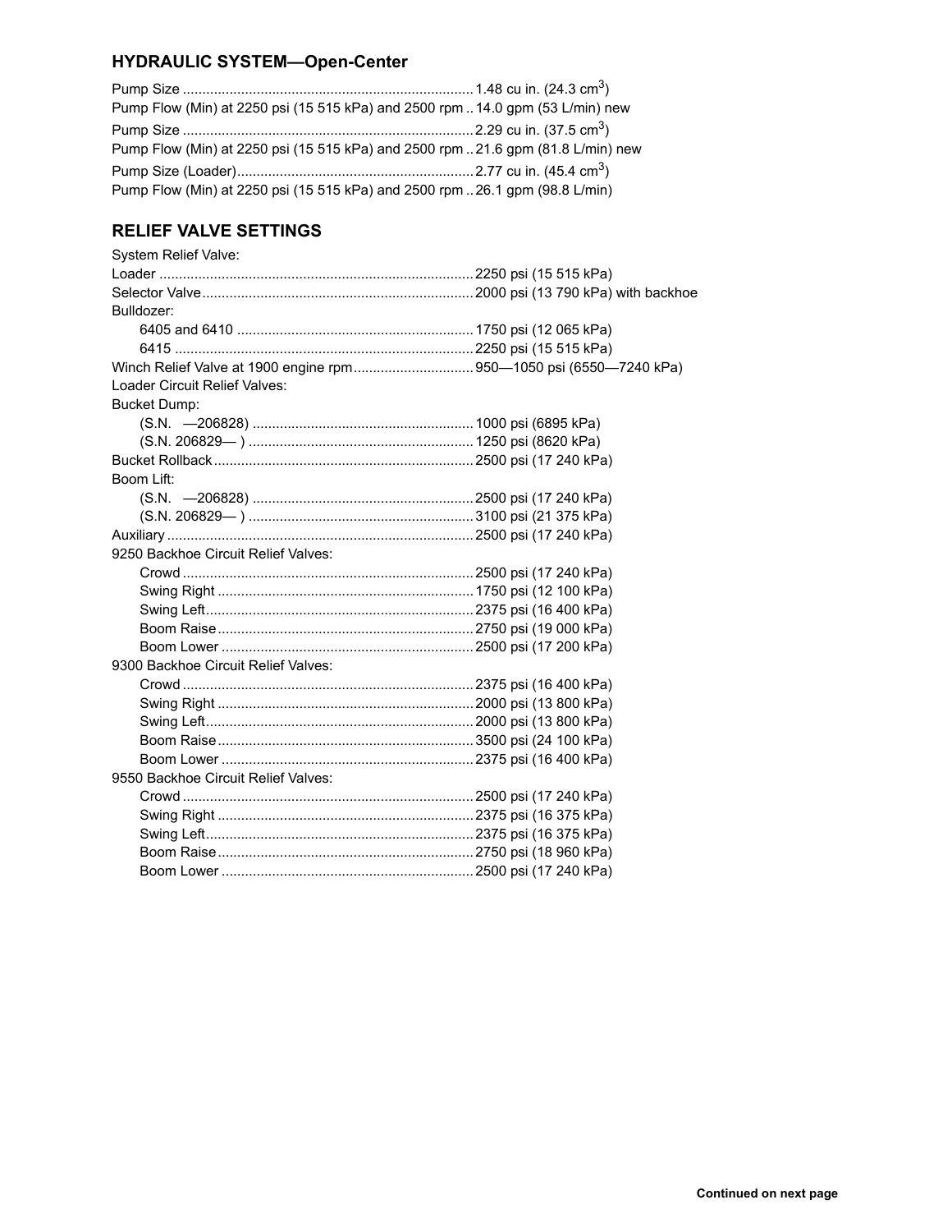## HYDRAULIC SYSTEM—Open-Center

Pump Size .......................................................................... 1.48 cu in. (24.3 $cm^3$)
Pump Flow (Min) at 2250 psi (15 515 kPa) and 2500 rpm .. 14.0 gpm (53 L/min) new
Pump Size .......................................................................... 2.29 cu in. (37.5 $cm^3$)
Pump Flow (Min) at 2250 psi (15 515 kPa) and 2500 rpm .. 21.6 gpm (81.8 L/min) new
Pump Size (Loader)............................................................ 2.77 cu in. (45.4 $cm^3$)
Pump Flow (Min) at 2250 psi (15 515 kPa) and 2500 rpm .. 26.1 gpm (98.8 L/min)

## RELIEF VALVE SETTINGS

System Relief Valve:
Loader ................................................................................ 2250 psi (15 515 kPa)
Selector Valve..................................................................... 2000 psi (13 790 kPa) with backhoe
Bulldozer:
- 6405 and 6410 ............................................................ 1750 psi (12 065 kPa)
- 6415 ............................................................................ 2250 psi (15 515 kPa)

Winch Relief Valve at 1900 engine rpm.............................. 950—1050 psi (6550—7240 kPa)
Loader Circuit Relief Valves:
Bucket Dump:
- (S.N. —206828) ........................................................ 1000 psi (6895 kPa)
- (S.N. 206829— ) ......................................................... 1250 psi (8620 kPa)

Bucket Rollback .................................................................. 2500 psi (17 240 kPa)
Boom Lift:
- (S.N. —206828) ........................................................ 2500 psi (17 240 kPa)
- (S.N. 206829— ) ......................................................... 3100 psi (21 375 kPa)

Auxiliary .............................................................................. 2500 psi (17 240 kPa)
9250 Backhoe Circuit Relief Valves:
- Crowd .......................................................................... 2500 psi (17 240 kPa)
- Swing Right ................................................................. 1750 psi (12 100 kPa)
- Swing Left.................................................................... 2375 psi (16 400 kPa)
- Boom Raise ................................................................. 2750 psi (19 000 kPa)
- Boom Lower ................................................................ 2500 psi (17 200 kPa)

9300 Backhoe Circuit Relief Valves:
- Crowd .......................................................................... 2375 psi (16 400 kPa)
- Swing Right ................................................................. 2000 psi (13 800 kPa)
- Swing Left.................................................................... 2000 psi (13 800 kPa)
- Boom Raise ................................................................. 3500 psi (24 100 kPa)
- Boom Lower ................................................................ 2375 psi (16 400 kPa)

9550 Backhoe Circuit Relief Valves:
- Crowd .......................................................................... 2500 psi (17 240 kPa)
- Swing Right ................................................................. 2375 psi (16 375 kPa)
- Swing Left.................................................................... 2375 psi (16 375 kPa)
- Boom Raise ................................................................. 2750 psi (18 960 kPa)
- Boom Lower ................................................................ 2500 psi (17 240 kPa)

**Continued on next page**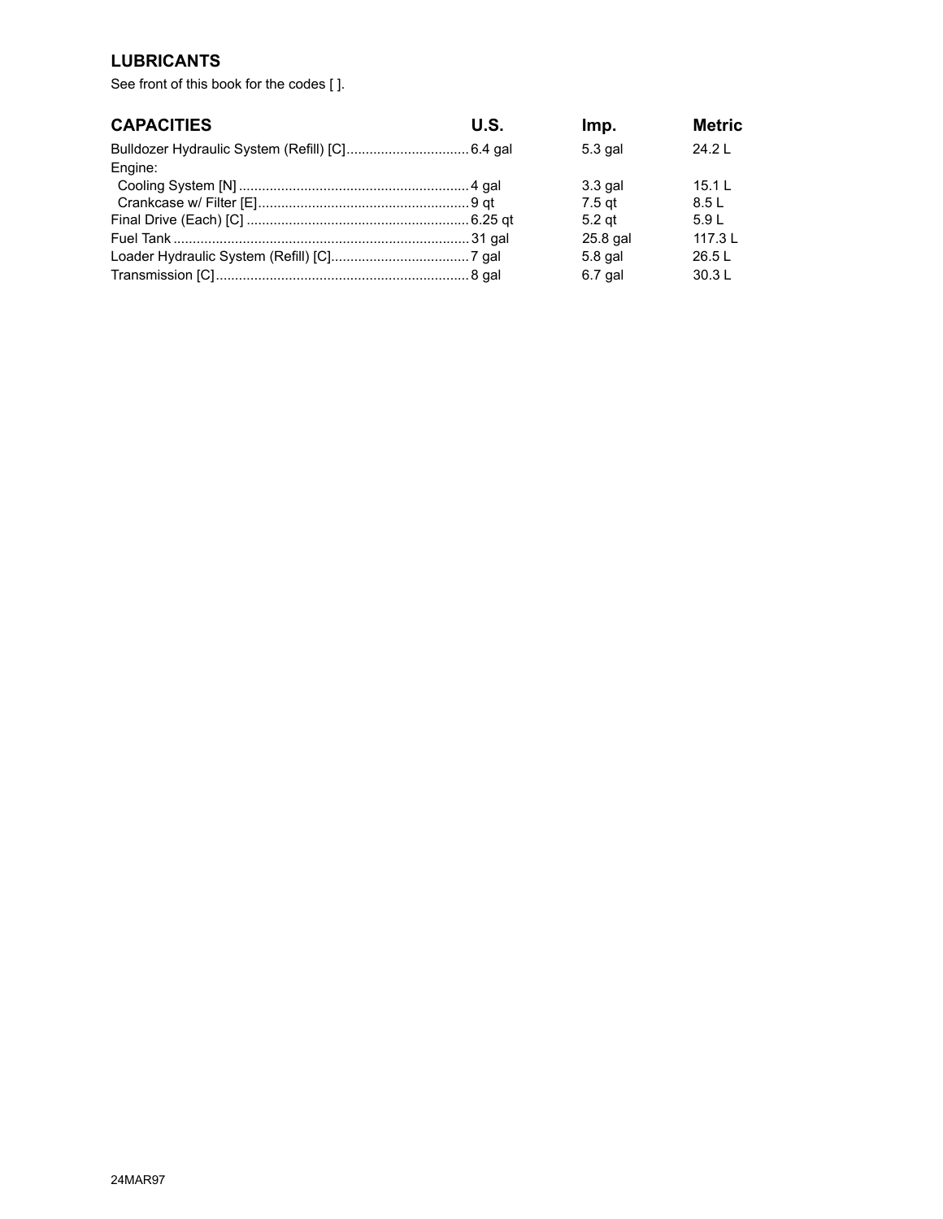## LUBRICANTS

See front of this book for the codes [ ].

| CAPACITIES | U.S. | Imp. | Metric |
| --- | --- | --- | --- |
| Bulldozer Hydraulic System (Refill) [C] | 6.4 gal | 5.3 gal | 24.2 L |
| Engine: | | | |
| Cooling System [N] | 4 gal | 3.3 gal | 15.1 L |
| Crankcase w/ Filter [E] | 9 qt | 7.5 qt | 8.5 L |
| Final Drive (Each) [C] | 6.25 qt | 5.2 qt | 5.9 L |
| Fuel Tank | 31 gal | 25.8 gal | 117.3 L |
| Loader Hydraulic System (Refill) [C] | 7 gal | 5.8 gal | 26.5 L |
| Transmission [C] | 8 gal | 6.7 gal | 30.3 L |

24MAR97